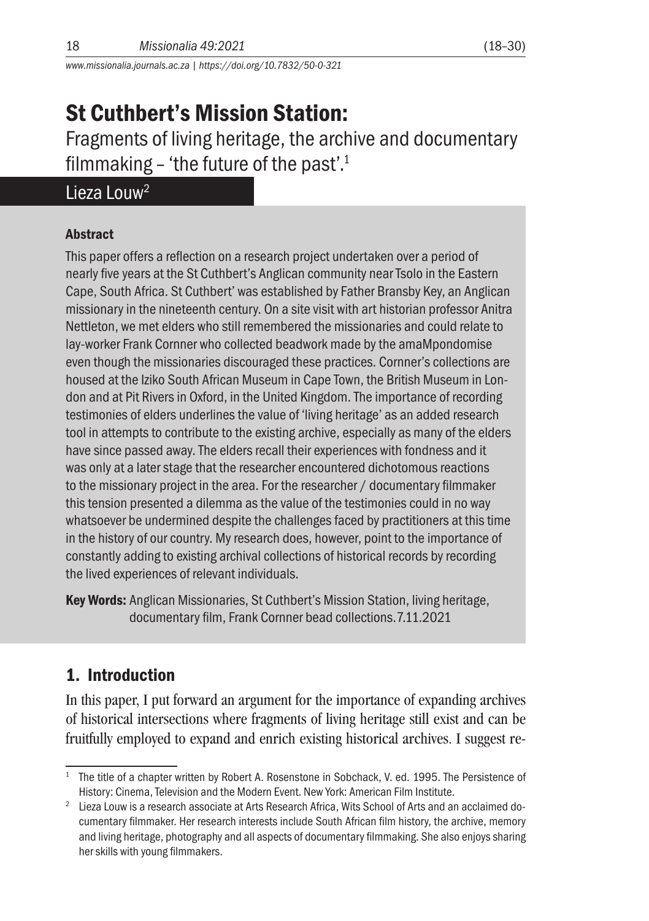# St Cuthbert's Mission Station:

Fragments of living heritage, the archive and documentary filmmaking – 'the future of the past'.[1]

Lieza Louw[2]

### Abstract

This paper offers a reflection on a research project undertaken over a period of nearly five years at the St Cuthbert's Anglican community near Tsolo in the Eastern Cape, South Africa. St Cuthbert' was established by Father Bransby Key, an Anglican missionary in the nineteenth century. On a site visit with art historian professor Anitra Nettleton, we met elders who still remembered the missionaries and could relate to lay-worker Frank Cornner who collected beadwork made by the amaMpondomise even though the missionaries discouraged these practices. Cornner's collections are housed at the Iziko South African Museum in Cape Town, the British Museum in London and at Pit Rivers in Oxford, in the United Kingdom. The importance of recording testimonies of elders underlines the value of 'living heritage' as an added research tool in attempts to contribute to the existing archive, especially as many of the elders have since passed away. The elders recall their experiences with fondness and it was only at a later stage that the researcher encountered dichotomous reactions to the missionary project in the area. For the researcher / documentary filmmaker this tension presented a dilemma as the value of the testimonies could in no way whatsoever be undermined despite the challenges faced by practitioners at this time in the history of our country. My research does, however, point to the importance of constantly adding to existing archival collections of historical records by recording the lived experiences of relevant individuals.

**Key Words:** Anglican Missionaries, St Cuthbert's Mission Station, living heritage, documentary film, Frank Cornner bead collections.7.11.2021

## 1. Introduction

In this paper, I put forward an argument for the importance of expanding archives of historical intersections where fragments of living heritage still exist and can be fruitfully employed to expand and enrich existing historical archives. I suggest re-

---

[1] The title of a chapter written by Robert A. Rosenstone in Sobchack, V. ed. 1995. The Persistence of History: Cinema, Television and the Modern Event. New York: American Film Institute.

[2] Lieza Louw is a research associate at Arts Research Africa, Wits School of Arts and an acclaimed documentary filmmaker. Her research interests include South African film history, the archive, memory and living heritage, photography and all aspects of documentary filmmaking. She also enjoys sharing her skills with young filmmakers.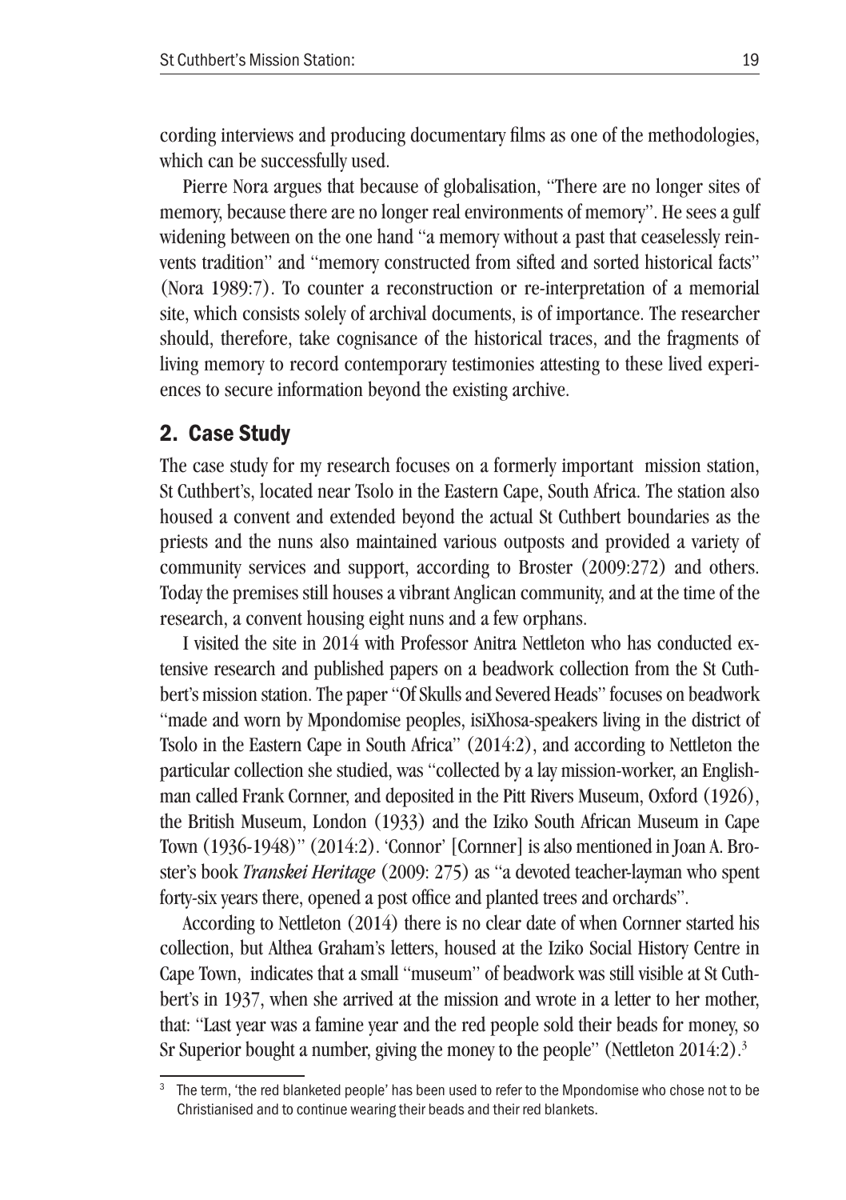cording interviews and producing documentary films as one of the methodologies, which can be successfully used.

Pierre Nora argues that because of globalisation, "There are no longer sites of memory, because there are no longer real environments of memory". He sees a gulf widening between on the one hand "a memory without a past that ceaselessly reinvents tradition" and "memory constructed from sifted and sorted historical facts" (Nora 1989:7). To counter a reconstruction or re-interpretation of a memorial site, which consists solely of archival documents, is of importance. The researcher should, therefore, take cognisance of the historical traces, and the fragments of living memory to record contemporary testimonies attesting to these lived experiences to secure information beyond the existing archive.

## 2. Case Study

The case study for my research focuses on a formerly important mission station, St Cuthbert's, located near Tsolo in the Eastern Cape, South Africa. The station also housed a convent and extended beyond the actual St Cuthbert boundaries as the priests and the nuns also maintained various outposts and provided a variety of community services and support, according to Broster (2009:272) and others. Today the premises still houses a vibrant Anglican community, and at the time of the research, a convent housing eight nuns and a few orphans.

I visited the site in 2014 with Professor Anitra Nettleton who has conducted extensive research and published papers on a beadwork collection from the St Cuthbert's mission station. The paper "Of Skulls and Severed Heads" focuses on beadwork "made and worn by Mpondomise peoples, isiXhosa-speakers living in the district of Tsolo in the Eastern Cape in South Africa" (2014:2), and according to Nettleton the particular collection she studied, was "collected by a lay mission-worker, an Englishman called Frank Cornner, and deposited in the Pitt Rivers Museum, Oxford (1926), the British Museum, London (1933) and the Iziko South African Museum in Cape Town (1936-1948)" (2014:2). 'Connor' [Cornner] is also mentioned in Joan A. Broster's book *Transkei Heritage* (2009: 275) as "a devoted teacher-layman who spent forty-six years there, opened a post office and planted trees and orchards".

According to Nettleton (2014) there is no clear date of when Cornner started his collection, but Althea Graham's letters, housed at the Iziko Social History Centre in Cape Town, indicates that a small "museum" of beadwork was still visible at St Cuthbert's in 1937, when she arrived at the mission and wrote in a letter to her mother, that: "Last year was a famine year and the red people sold their beads for money, so Sr Superior bought a number, giving the money to the people" (Nettleton 2014:2).[3]

[3] The term, 'the red blanketed people' has been used to refer to the Mpondomise who chose not to be Christianised and to continue wearing their beads and their red blankets.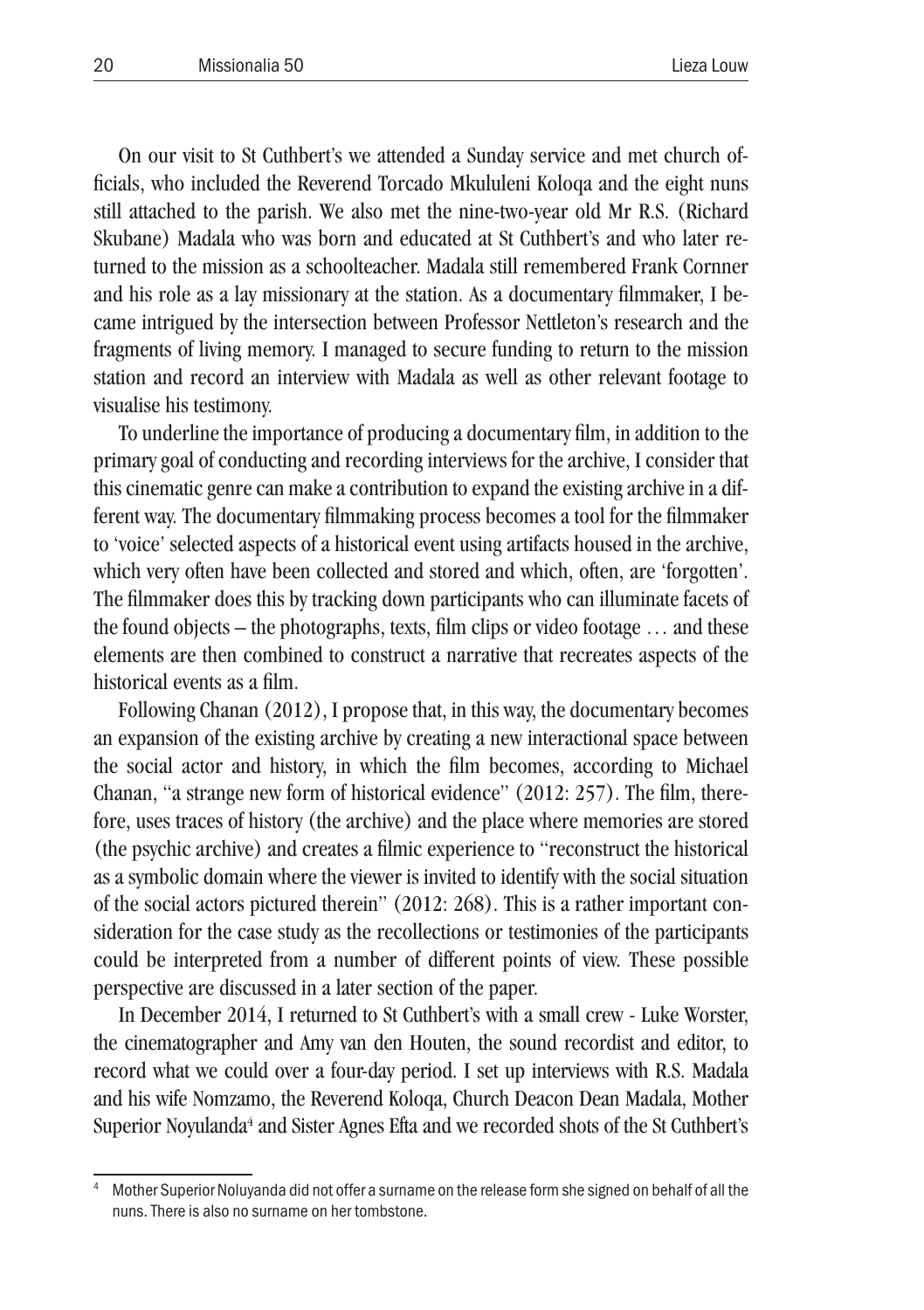On our visit to St Cuthbert's we attended a Sunday service and met church officials, who included the Reverend Torcado Mkululeni Koloqa and the eight nuns still attached to the parish. We also met the nine-two-year old Mr R.S. (Richard Skubane) Madala who was born and educated at St Cuthbert's and who later returned to the mission as a schoolteacher. Madala still remembered Frank Cornner and his role as a lay missionary at the station. As a documentary filmmaker, I became intrigued by the intersection between Professor Nettleton's research and the fragments of living memory. I managed to secure funding to return to the mission station and record an interview with Madala as well as other relevant footage to visualise his testimony.

To underline the importance of producing a documentary film, in addition to the primary goal of conducting and recording interviews for the archive, I consider that this cinematic genre can make a contribution to expand the existing archive in a different way. The documentary filmmaking process becomes a tool for the filmmaker to 'voice' selected aspects of a historical event using artifacts housed in the archive, which very often have been collected and stored and which, often, are 'forgotten'. The filmmaker does this by tracking down participants who can illuminate facets of the found objects – the photographs, texts, film clips or video footage … and these elements are then combined to construct a narrative that recreates aspects of the historical events as a film.

Following Chanan (2012), I propose that, in this way, the documentary becomes an expansion of the existing archive by creating a new interactional space between the social actor and history, in which the film becomes, according to Michael Chanan, "a strange new form of historical evidence" (2012: 257). The film, therefore, uses traces of history (the archive) and the place where memories are stored (the psychic archive) and creates a filmic experience to "reconstruct the historical as a symbolic domain where the viewer is invited to identify with the social situation of the social actors pictured therein" (2012: 268). This is a rather important consideration for the case study as the recollections or testimonies of the participants could be interpreted from a number of different points of view. These possible perspective are discussed in a later section of the paper.

In December 2014, I returned to St Cuthbert's with a small crew - Luke Worster, the cinematographer and Amy van den Houten, the sound recordist and editor, to record what we could over a four-day period. I set up interviews with R.S. Madala and his wife Nomzamo, the Reverend Koloqa, Church Deacon Dean Madala, Mother Superior Noyulanda[4] and Sister Agnes Efta and we recorded shots of the St Cuthbert's

[4] Mother Superior Noluyanda did not offer a surname on the release form she signed on behalf of all the nuns. There is also no surname on her tombstone.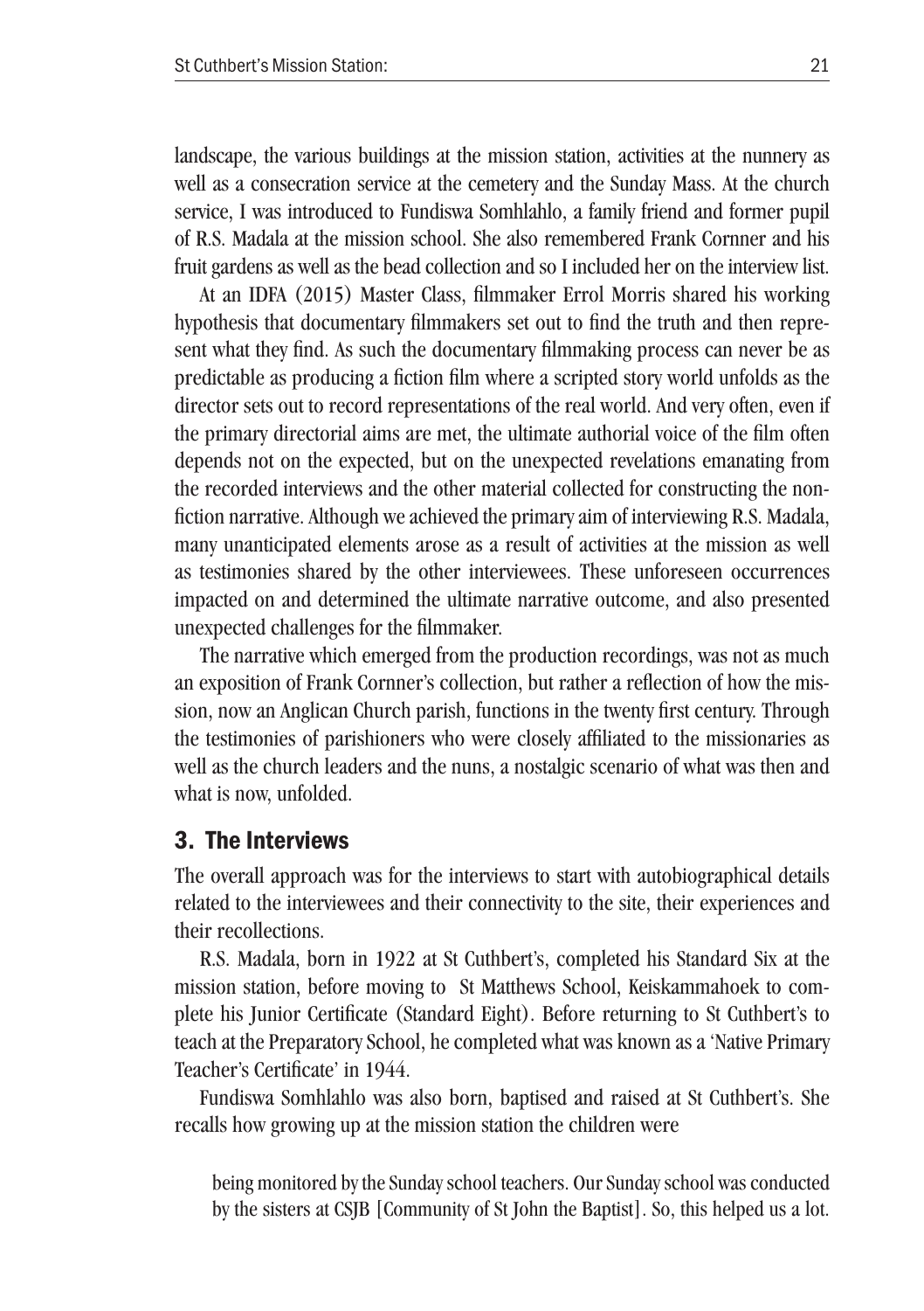landscape, the various buildings at the mission station, activities at the nunnery as well as a consecration service at the cemetery and the Sunday Mass. At the church service, I was introduced to Fundiswa Somhlahlo, a family friend and former pupil of R.S. Madala at the mission school. She also remembered Frank Cornner and his fruit gardens as well as the bead collection and so I included her on the interview list.

At an IDFA (2015) Master Class, filmmaker Errol Morris shared his working hypothesis that documentary filmmakers set out to find the truth and then represent what they find. As such the documentary filmmaking process can never be as predictable as producing a fiction film where a scripted story world unfolds as the director sets out to record representations of the real world. And very often, even if the primary directorial aims are met, the ultimate authorial voice of the film often depends not on the expected, but on the unexpected revelations emanating from the recorded interviews and the other material collected for constructing the non-fiction narrative. Although we achieved the primary aim of interviewing R.S. Madala, many unanticipated elements arose as a result of activities at the mission as well as testimonies shared by the other interviewees. These unforeseen occurrences impacted on and determined the ultimate narrative outcome, and also presented unexpected challenges for the filmmaker.

The narrative which emerged from the production recordings, was not as much an exposition of Frank Cornner's collection, but rather a reflection of how the mission, now an Anglican Church parish, functions in the twenty first century. Through the testimonies of parishioners who were closely affiliated to the missionaries as well as the church leaders and the nuns, a nostalgic scenario of what was then and what is now, unfolded.

## 3. The Interviews

The overall approach was for the interviews to start with autobiographical details related to the interviewees and their connectivity to the site, their experiences and their recollections.

R.S. Madala, born in 1922 at St Cuthbert's, completed his Standard Six at the mission station, before moving to St Matthews School, Keiskammahoek to complete his Junior Certificate (Standard Eight). Before returning to St Cuthbert's to teach at the Preparatory School, he completed what was known as a 'Native Primary Teacher's Certificate' in 1944.

Fundiswa Somhlahlo was also born, baptised and raised at St Cuthbert's. She recalls how growing up at the mission station the children were

> being monitored by the Sunday school teachers. Our Sunday school was conducted by the sisters at CSJB [Community of St John the Baptist]. So, this helped us a lot.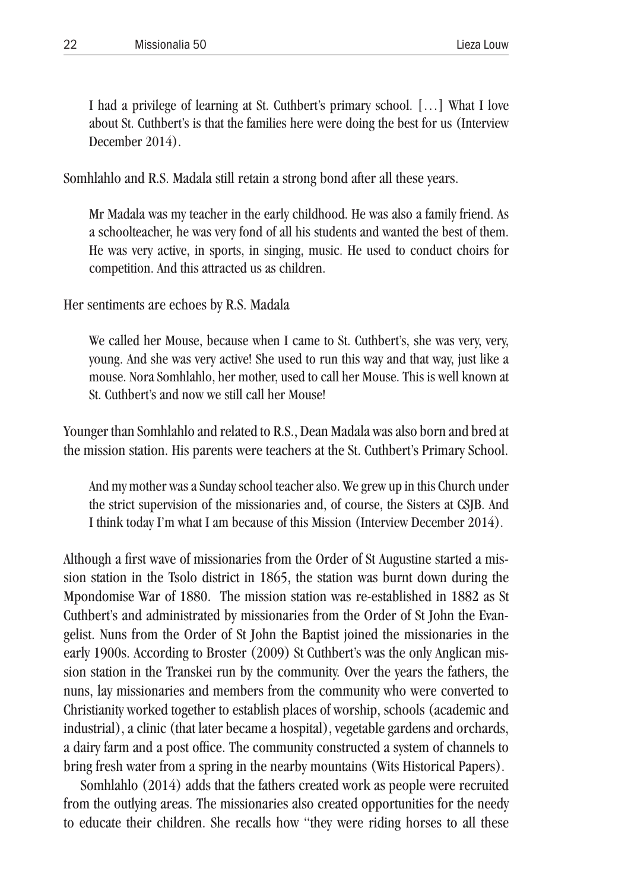> I had a privilege of learning at St. Cuthbert's primary school. [...] What I love about St. Cuthbert's is that the families here were doing the best for us (Interview December 2014).

Somhlahlo and R.S. Madala still retain a strong bond after all these years.

> Mr Madala was my teacher in the early childhood. He was also a family friend. As a schoolteacher, he was very fond of all his students and wanted the best of them. He was very active, in sports, in singing, music. He used to conduct choirs for competition. And this attracted us as children.

Her sentiments are echoes by R.S. Madala

> We called her Mouse, because when I came to St. Cuthbert's, she was very, very, young. And she was very active! She used to run this way and that way, just like a mouse. Nora Somhlahlo, her mother, used to call her Mouse. This is well known at St. Cuthbert's and now we still call her Mouse!

Younger than Somhlahlo and related to R.S., Dean Madala was also born and bred at the mission station. His parents were teachers at the St. Cuthbert's Primary School.

> And my mother was a Sunday school teacher also. We grew up in this Church under the strict supervision of the missionaries and, of course, the Sisters at CSJB. And I think today I'm what I am because of this Mission (Interview December 2014).

Although a first wave of missionaries from the Order of St Augustine started a mission station in the Tsolo district in 1865, the station was burnt down during the Mpondomise War of 1880. The mission station was re-established in 1882 as St Cuthbert's and administrated by missionaries from the Order of St John the Evangelist. Nuns from the Order of St John the Baptist joined the missionaries in the early 1900s. According to Broster (2009) St Cuthbert's was the only Anglican mission station in the Transkei run by the community. Over the years the fathers, the nuns, lay missionaries and members from the community who were converted to Christianity worked together to establish places of worship, schools (academic and industrial), a clinic (that later became a hospital), vegetable gardens and orchards, a dairy farm and a post office. The community constructed a system of channels to bring fresh water from a spring in the nearby mountains (Wits Historical Papers).

Somhlahlo (2014) adds that the fathers created work as people were recruited from the outlying areas. The missionaries also created opportunities for the needy to educate their children. She recalls how "they were riding horses to all these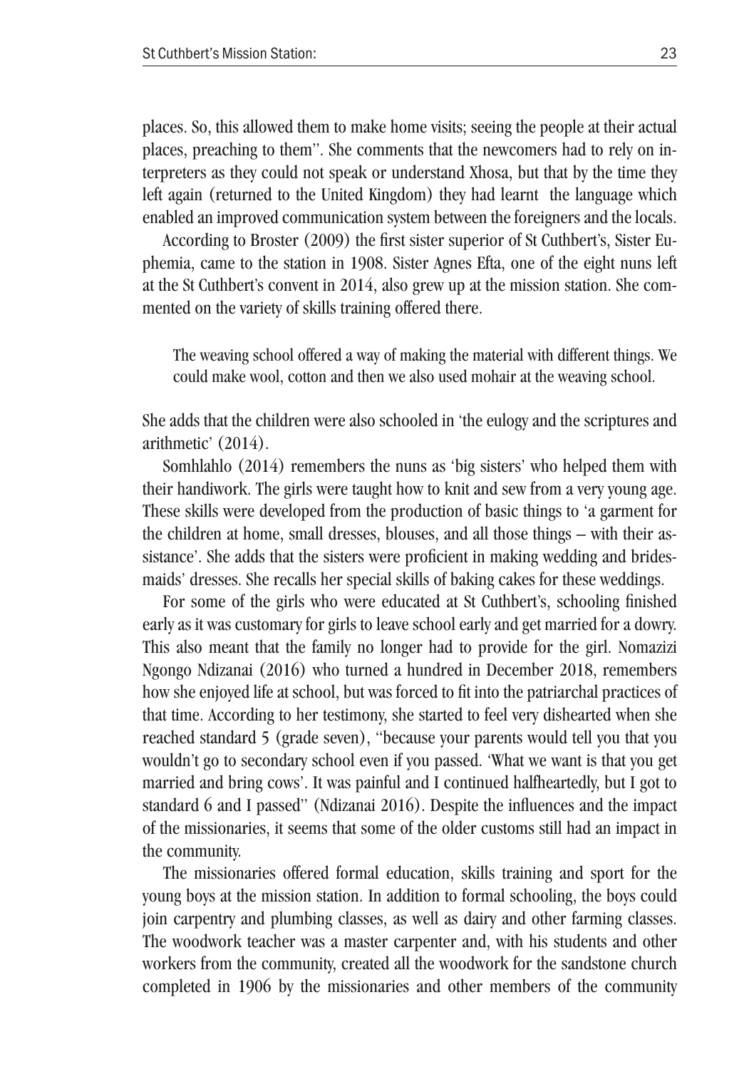places. So, this allowed them to make home visits; seeing the people at their actual places, preaching to them''. She comments that the newcomers had to rely on interpreters as they could not speak or understand Xhosa, but that by the time they left again (returned to the United Kingdom) they had learnt the language which enabled an improved communication system between the foreigners and the locals.

According to Broster (2009) the first sister superior of St Cuthbert's, Sister Euphemia, came to the station in 1908. Sister Agnes Efta, one of the eight nuns left at the St Cuthbert's convent in 2014, also grew up at the mission station. She commented on the variety of skills training offered there.

> The weaving school offered a way of making the material with different things. We could make wool, cotton and then we also used mohair at the weaving school.

She adds that the children were also schooled in 'the eulogy and the scriptures and arithmetic' (2014).

Somhlahlo (2014) remembers the nuns as 'big sisters' who helped them with their handiwork. The girls were taught how to knit and sew from a very young age. These skills were developed from the production of basic things to 'a garment for the children at home, small dresses, blouses, and all those things – with their assistance'. She adds that the sisters were proficient in making wedding and bridesmaids' dresses. She recalls her special skills of baking cakes for these weddings.

For some of the girls who were educated at St Cuthbert's, schooling finished early as it was customary for girls to leave school early and get married for a dowry. This also meant that the family no longer had to provide for the girl. Nomazizi Ngongo Ndizanai (2016) who turned a hundred in December 2018, remembers how she enjoyed life at school, but was forced to fit into the patriarchal practices of that time. According to her testimony, she started to feel very disheartened when she reached standard 5 (grade seven), ''because your parents would tell you that you wouldn't go to secondary school even if you passed. 'What we want is that you get married and bring cows'. It was painful and I continued halfheartedly, but I got to standard 6 and I passed'' (Ndizanai 2016). Despite the influences and the impact of the missionaries, it seems that some of the older customs still had an impact in the community.

The missionaries offered formal education, skills training and sport for the young boys at the mission station. In addition to formal schooling, the boys could join carpentry and plumbing classes, as well as dairy and other farming classes. The woodwork teacher was a master carpenter and, with his students and other workers from the community, created all the woodwork for the sandstone church completed in 1906 by the missionaries and other members of the community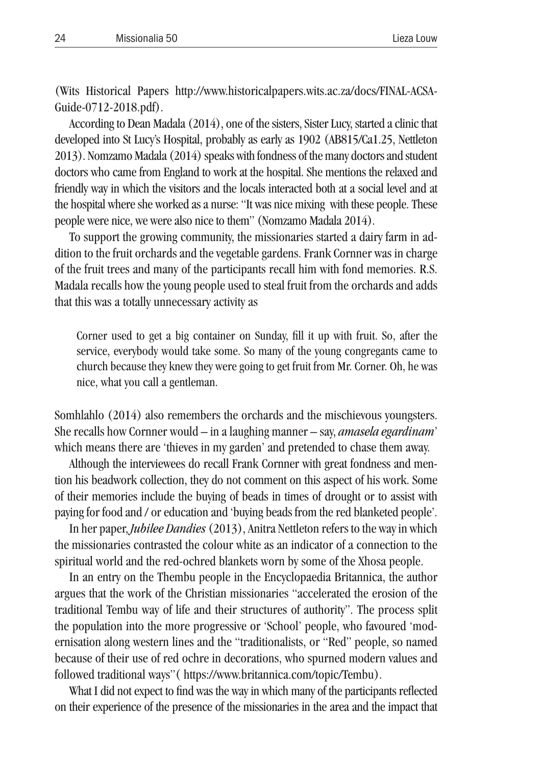(Wits Historical Papers http://www.historicalpapers.wits.ac.za/docs/FINAL-ACSA-Guide-0712-2018.pdf).

According to Dean Madala (2014), one of the sisters, Sister Lucy, started a clinic that developed into St Lucy's Hospital, probably as early as 1902 (AB815/Ca1.25, Nettleton 2013). Nomzamo Madala (2014) speaks with fondness of the many doctors and student doctors who came from England to work at the hospital. She mentions the relaxed and friendly way in which the visitors and the locals interacted both at a social level and at the hospital where she worked as a nurse: "It was nice mixing with these people. These people were nice, we were also nice to them" (Nomzamo Madala 2014).

To support the growing community, the missionaries started a dairy farm in addition to the fruit orchards and the vegetable gardens. Frank Cornner was in charge of the fruit trees and many of the participants recall him with fond memories. R.S. Madala recalls how the young people used to steal fruit from the orchards and adds that this was a totally unnecessary activity as

> Corner used to get a big container on Sunday, fill it up with fruit. So, after the service, everybody would take some. So many of the young congregants came to church because they knew they were going to get fruit from Mr. Corner. Oh, he was nice, what you call a gentleman.

Somhlahlo (2014) also remembers the orchards and the mischievous youngsters. She recalls how Cornner would – in a laughing manner – say, *amasela egardinam*' which means there are 'thieves in my garden' and pretended to chase them away.

Although the interviewees do recall Frank Cornner with great fondness and mention his beadwork collection, they do not comment on this aspect of his work. Some of their memories include the buying of beads in times of drought or to assist with paying for food and / or education and 'buying beads from the red blanketed people'.

In her paper, *Jubilee Dandies* (2013), Anitra Nettleton refers to the way in which the missionaries contrasted the colour white as an indicator of a connection to the spiritual world and the red-ochred blankets worn by some of the Xhosa people.

In an entry on the Thembu people in the Encyclopaedia Britannica, the author argues that the work of the Christian missionaries "accelerated the erosion of the traditional Tembu way of life and their structures of authority". The process split the population into the more progressive or 'School' people, who favoured 'modernisation along western lines and the "traditionalists, or "Red" people, so named because of their use of red ochre in decorations, who spurned modern values and followed traditional ways"( https://www.britannica.com/topic/Tembu).

What I did not expect to find was the way in which many of the participants reflected on their experience of the presence of the missionaries in the area and the impact that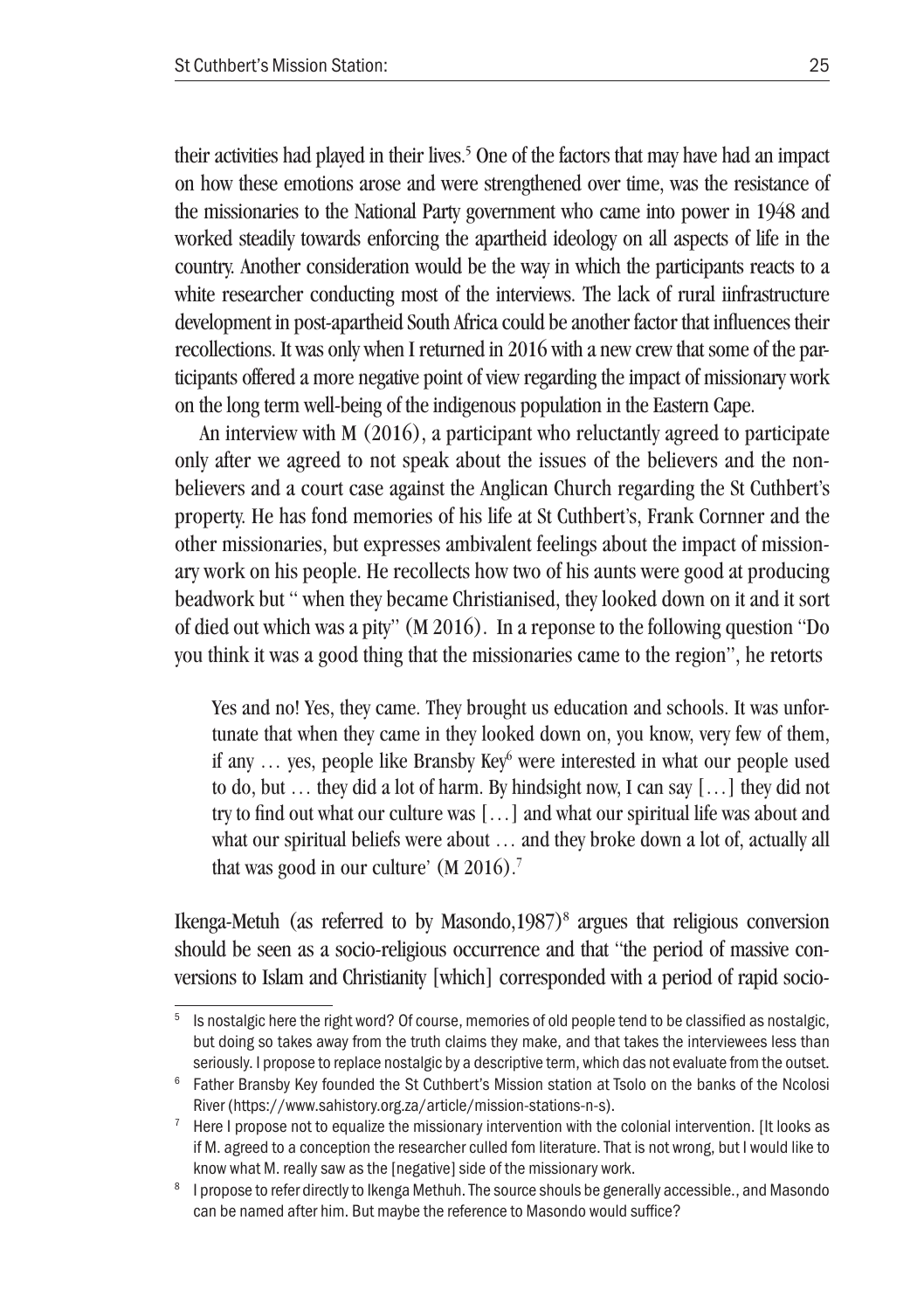their activities had played in their lives.[5] One of the factors that may have had an impact on how these emotions arose and were strengthened over time, was the resistance of the missionaries to the National Party government who came into power in 1948 and worked steadily towards enforcing the apartheid ideology on all aspects of life in the country. Another consideration would be the way in which the participants reacts to a white researcher conducting most of the interviews. The lack of rural iinfrastructure development in post-apartheid South Africa could be another factor that influences their recollections. It was only when I returned in 2016 with a new crew that some of the participants offered a more negative point of view regarding the impact of missionary work on the long term well-being of the indigenous population in the Eastern Cape.

An interview with M (2016), a participant who reluctantly agreed to participate only after we agreed to not speak about the issues of the believers and the non-believers and a court case against the Anglican Church regarding the St Cuthbert's property. He has fond memories of his life at St Cuthbert's, Frank Cornner and the other missionaries, but expresses ambivalent feelings about the impact of missionary work on his people. He recollects how two of his aunts were good at producing beadwork but " when they became Christianised, they looked down on it and it sort of died out which was a pity" (M 2016). In a reponse to the following question "Do you think it was a good thing that the missionaries came to the region", he retorts

> Yes and no! Yes, they came. They brought us education and schools. It was unfortunate that when they came in they looked down on, you know, very few of them, if any … yes, people like Bransby Key[6] were interested in what our people used to do, but … they did a lot of harm. By hindsight now, I can say […] they did not try to find out what our culture was […] and what our spiritual life was about and what our spiritual beliefs were about … and they broke down a lot of, actually all that was good in our culture' (M 2016).[7]

Ikenga-Metuh (as referred to by Masondo,1987)[8] argues that religious conversion should be seen as a socio-religious occurrence and that "the period of massive conversions to Islam and Christianity [which] corresponded with a period of rapid socio-

---

[5] Is nostalgic here the right word? Of course, memories of old people tend to be classified as nostalgic, but doing so takes away from the truth claims they make, and that takes the interviewees less than seriously. I propose to replace nostalgic by a descriptive term, which das not evaluate from the outset.

[6] Father Bransby Key founded the St Cuthbert's Mission station at Tsolo on the banks of the Ncolosi River (https://www.sahistory.org.za/article/mission-stations-n-s).

[7] Here I propose not to equalize the missionary intervention with the colonial intervention. [It looks as if M. agreed to a conception the researcher culled fom literature. That is not wrong, but I would like to know what M. really saw as the [negative] side of the missionary work.

[8] I propose to refer directly to Ikenga Methuh. The source shouls be generally accessible., and Masondo can be named after him. But maybe the reference to Masondo would suffice?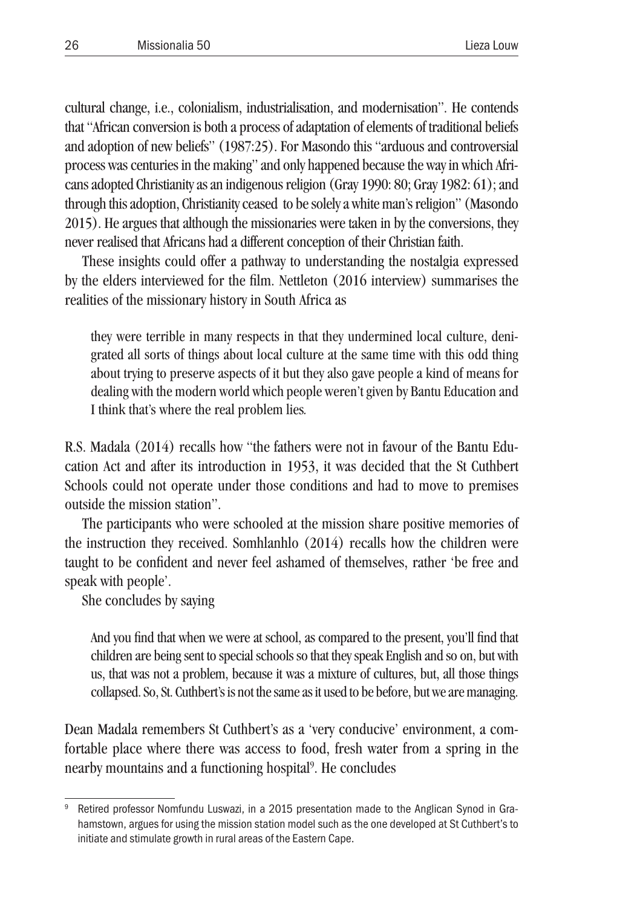cultural change, i.e., colonialism, industrialisation, and modernisation". He contends that "African conversion is both a process of adaptation of elements of traditional beliefs and adoption of new beliefs" (1987:25). For Masondo this "arduous and controversial process was centuries in the making" and only happened because the way in which Africans adopted Christianity as an indigenous religion (Gray 1990: 80; Gray 1982: 61); and through this adoption, Christianity ceased to be solely a white man's religion" (Masondo 2015). He argues that although the missionaries were taken in by the conversions, they never realised that Africans had a different conception of their Christian faith.

These insights could offer a pathway to understanding the nostalgia expressed by the elders interviewed for the film. Nettleton (2016 interview) summarises the realities of the missionary history in South Africa as

> they were terrible in many respects in that they undermined local culture, denigrated all sorts of things about local culture at the same time with this odd thing about trying to preserve aspects of it but they also gave people a kind of means for dealing with the modern world which people weren't given by Bantu Education and I think that's where the real problem lies.

R.S. Madala (2014) recalls how "the fathers were not in favour of the Bantu Education Act and after its introduction in 1953, it was decided that the St Cuthbert Schools could not operate under those conditions and had to move to premises outside the mission station".

The participants who were schooled at the mission share positive memories of the instruction they received. Somhlanhlo (2014) recalls how the children were taught to be confident and never feel ashamed of themselves, rather 'be free and speak with people'.

She concludes by saying

> And you find that when we were at school, as compared to the present, you'll find that children are being sent to special schools so that they speak English and so on, but with us, that was not a problem, because it was a mixture of cultures, but, all those things collapsed. So, St. Cuthbert's is not the same as it used to be before, but we are managing.

Dean Madala remembers St Cuthbert's as a 'very conducive' environment, a comfortable place where there was access to food, fresh water from a spring in the nearby mountains and a functioning hospital[9]. He concludes

[9] Retired professor Nomfundu Luswazi, in a 2015 presentation made to the Anglican Synod in Grahamstown, argues for using the mission station model such as the one developed at St Cuthbert's to initiate and stimulate growth in rural areas of the Eastern Cape.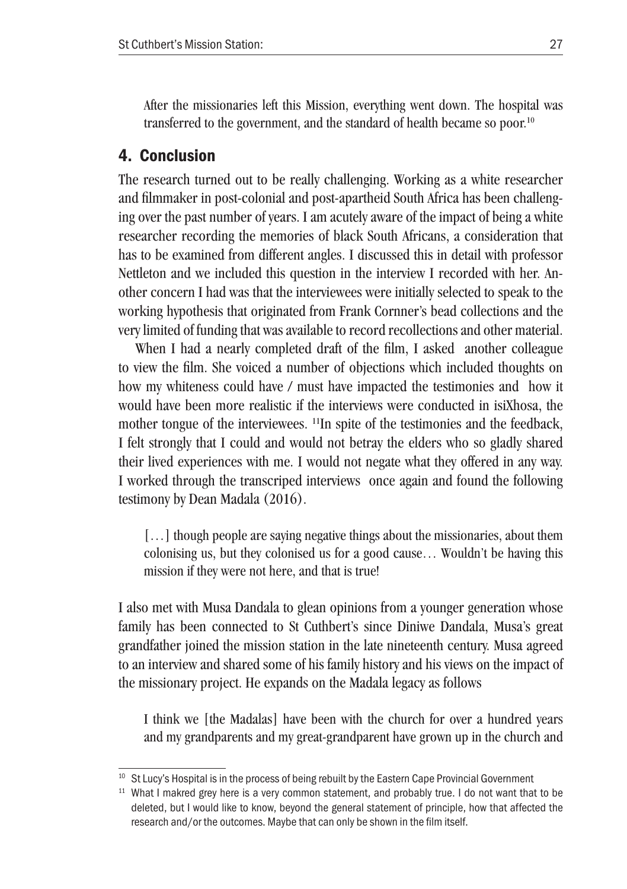> After the missionaries left this Mission, everything went down. The hospital was transferred to the government, and the standard of health became so poor.[10]

## 4. Conclusion

The research turned out to be really challenging. Working as a white researcher and filmmaker in post-colonial and post-apartheid South Africa has been challenging over the past number of years. I am acutely aware of the impact of being a white researcher recording the memories of black South Africans, a consideration that has to be examined from different angles. I discussed this in detail with professor Nettleton and we included this question in the interview I recorded with her. Another concern I had was that the interviewees were initially selected to speak to the working hypothesis that originated from Frank Cornner's bead collections and the very limited of funding that was available to record recollections and other material.

When I had a nearly completed draft of the film, I asked another colleague to view the film. She voiced a number of objections which included thoughts on how my whiteness could have / must have impacted the testimonies and how it would have been more realistic if the interviews were conducted in isiXhosa, the mother tongue of the interviewees. [11]In spite of the testimonies and the feedback, I felt strongly that I could and would not betray the elders who so gladly shared their lived experiences with me. I would not negate what they offered in any way. I worked through the transcriped interviews once again and found the following testimony by Dean Madala (2016).

> [...] though people are saying negative things about the missionaries, about them colonising us, but they colonised us for a good cause... Wouldn't be having this mission if they were not here, and that is true!

I also met with Musa Dandala to glean opinions from a younger generation whose family has been connected to St Cuthbert's since Diniwe Dandala, Musa's great grandfather joined the mission station in the late nineteenth century. Musa agreed to an interview and shared some of his family history and his views on the impact of the missionary project. He expands on the Madala legacy as follows

> I think we [the Madalas] have been with the church for over a hundred years and my grandparents and my great-grandparent have grown up in the church and

---

[10] St Lucy's Hospital is in the process of being rebuilt by the Eastern Cape Provincial Government

[11] What I makred grey here is a very common statement, and probably true. I do not want that to be deleted, but I would like to know, beyond the general statement of principle, how that affected the research and/or the outcomes. Maybe that can only be shown in the film itself.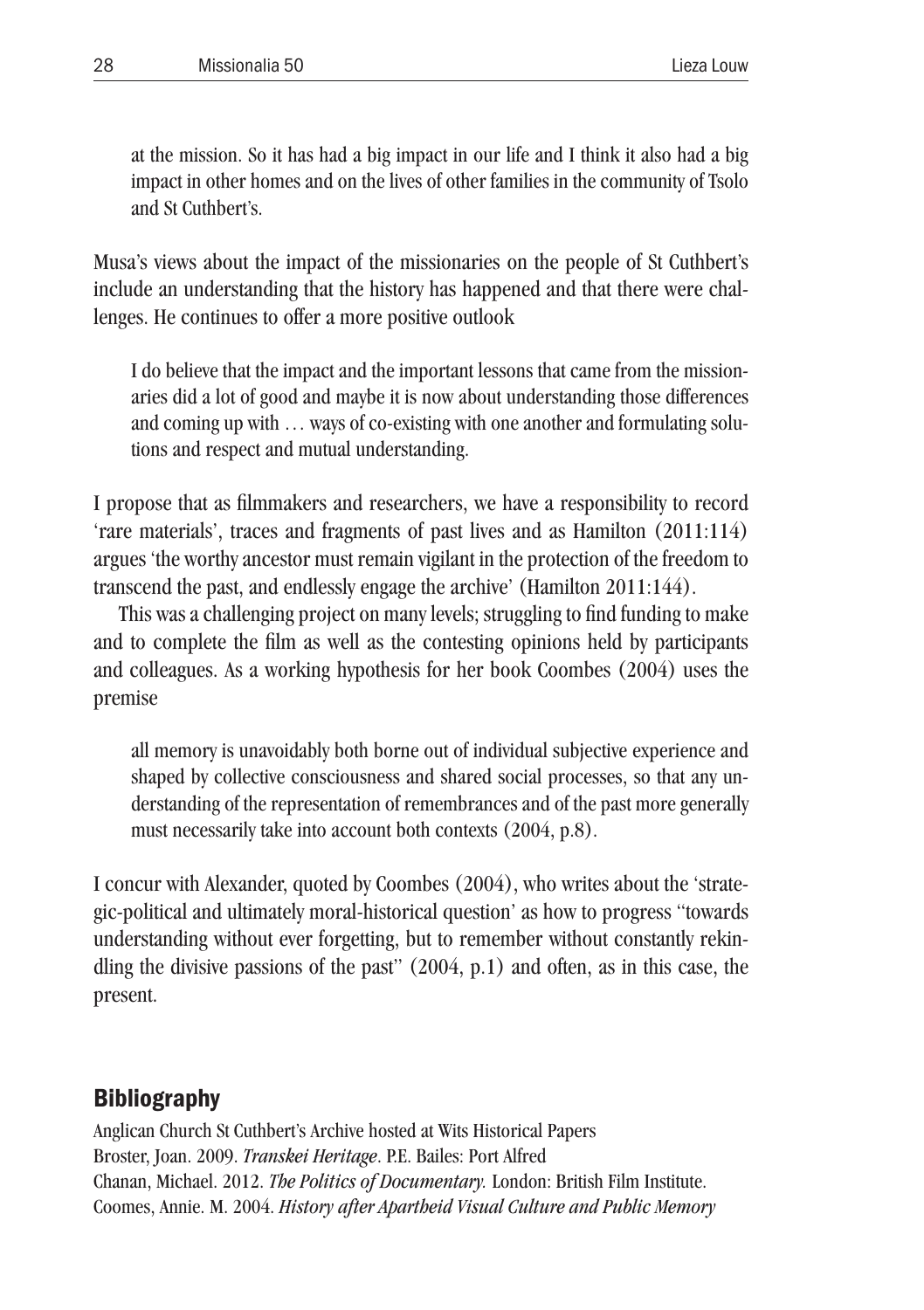> at the mission. So it has had a big impact in our life and I think it also had a big impact in other homes and on the lives of other families in the community of Tsolo and St Cuthbert's.

Musa's views about the impact of the missionaries on the people of St Cuthbert's include an understanding that the history has happened and that there were challenges. He continues to offer a more positive outlook

> I do believe that the impact and the important lessons that came from the missionaries did a lot of good and maybe it is now about understanding those differences and coming up with … ways of co-existing with one another and formulating solutions and respect and mutual understanding.

I propose that as filmmakers and researchers, we have a responsibility to record 'rare materials', traces and fragments of past lives and as Hamilton (2011:114) argues 'the worthy ancestor must remain vigilant in the protection of the freedom to transcend the past, and endlessly engage the archive' (Hamilton 2011:144).

This was a challenging project on many levels; struggling to find funding to make and to complete the film as well as the contesting opinions held by participants and colleagues. As a working hypothesis for her book Coombes (2004) uses the premise

> all memory is unavoidably both borne out of individual subjective experience and shaped by collective consciousness and shared social processes, so that any understanding of the representation of remembrances and of the past more generally must necessarily take into account both contexts (2004, p.8).

I concur with Alexander, quoted by Coombes (2004), who writes about the 'strategic-political and ultimately moral-historical question' as how to progress "towards understanding without ever forgetting, but to remember without constantly rekindling the divisive passions of the past" (2004, p.1) and often, as in this case, the present.

## Bibliography

Anglican Church St Cuthbert's Archive hosted at Wits Historical Papers

Broster, Joan. 2009. *Transkei Heritage*. P.E. Bailes: Port Alfred

Chanan, Michael. 2012. *The Politics of Documentary.* London: British Film Institute.

Coomes, Annie. M. 2004. *History after Apartheid Visual Culture and Public Memory*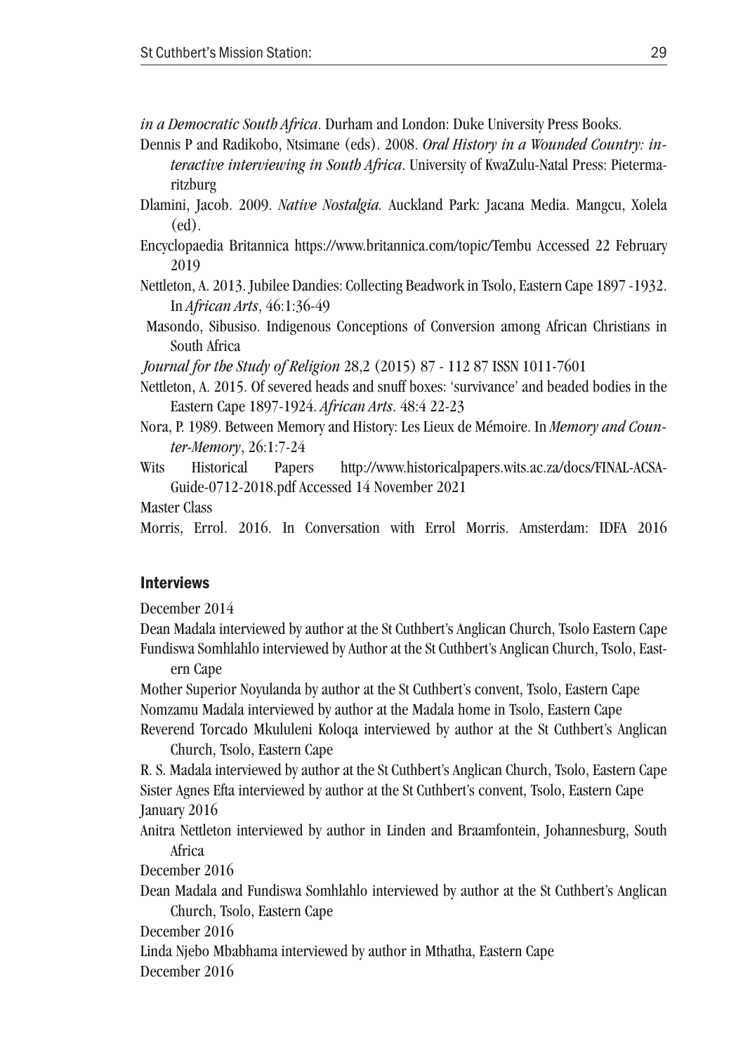*in a Democratic South Africa*. Durham and London: Duke University Press Books.

Dennis P and Radikobo, Ntsimane (eds). 2008. *Oral History in a Wounded Country: interactive interviewing in South Africa*. University of KwaZulu-Natal Press: Pietermaritzburg

Dlamini, Jacob. 2009. *Native Nostalgia.* Auckland Park: Jacana Media. Mangcu, Xolela (ed).

Encyclopaedia Britannica https://www.britannica.com/topic/Tembu Accessed 22 February 2019

Nettleton, A. 2013. Jubilee Dandies: Collecting Beadwork in Tsolo, Eastern Cape 1897 -1932. In *African Arts*, 46:1:36-49

Masondo, Sibusiso. Indigenous Conceptions of Conversion among African Christians in South Africa

*Journal for the Study of Religion* 28,2 (2015) 87 - 112 87 ISSN 1011-7601

Nettleton, A. 2015. Of severed heads and snuff boxes: 'survivance' and beaded bodies in the Eastern Cape 1897-1924. *African Arts*. 48:4 22-23

Nora, P. 1989. Between Memory and History: Les Lieux de Mémoire. In *Memory and Counter-Memory*, 26:1:7-24

Wits Historical Papers http://www.historicalpapers.wits.ac.za/docs/FINAL-ACSA-Guide-0712-2018.pdf Accessed 14 November 2021

Master Class

Morris, Errol. 2016. In Conversation with Errol Morris. Amsterdam: IDFA 2016

## Interviews

December 2014

Dean Madala interviewed by author at the St Cuthbert's Anglican Church, Tsolo Eastern Cape

Fundiswa Somhlahlo interviewed by Author at the St Cuthbert's Anglican Church, Tsolo, Eastern Cape

Mother Superior Noyulanda by author at the St Cuthbert's convent, Tsolo, Eastern Cape

Nomzamu Madala interviewed by author at the Madala home in Tsolo, Eastern Cape

Reverend Torcado Mkululeni Koloqa interviewed by author at the St Cuthbert's Anglican Church, Tsolo, Eastern Cape

R. S. Madala interviewed by author at the St Cuthbert's Anglican Church, Tsolo, Eastern Cape

Sister Agnes Efta interviewed by author at the St Cuthbert's convent, Tsolo, Eastern Cape

January 2016

Anitra Nettleton interviewed by author in Linden and Braamfontein, Johannesburg, South Africa

December 2016

Dean Madala and Fundiswa Somhlahlo interviewed by author at the St Cuthbert's Anglican Church, Tsolo, Eastern Cape

December 2016

Linda Njebo Mbabhama interviewed by author in Mthatha, Eastern Cape

December 2016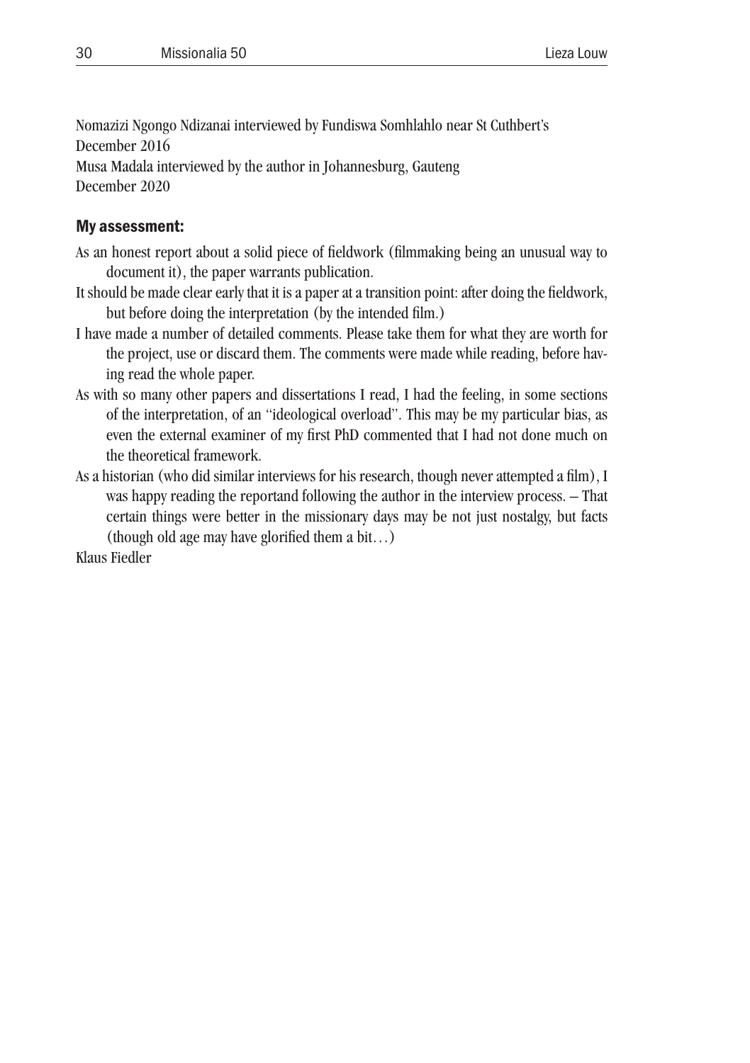Nomazizi Ngongo Ndizanai interviewed by Fundiswa Somhlahlo near St Cuthbert's
December 2016
Musa Madala interviewed by the author in Johannesburg, Gauteng
December 2020

### My assessment:

As an honest report about a solid piece of fieldwork (filmmaking being an unusual way to document it), the paper warrants publication.

It should be made clear early that it is a paper at a transition point: after doing the fieldwork, but before doing the interpretation (by the intended film.)

I have made a number of detailed comments. Please take them for what they are worth for the project, use or discard them. The comments were made while reading, before having read the whole paper.

As with so many other papers and dissertations I read, I had the feeling, in some sections of the interpretation, of an "ideological overload". This may be my particular bias, as even the external examiner of my first PhD commented that I had not done much on the theoretical framework.

As a historian (who did similar interviews for his research, though never attempted a film), I was happy reading the reportand following the author in the interview process. – That certain things were better in the missionary days may be not just nostalgy, but facts (though old age may have glorified them a bit…)

Klaus Fiedler